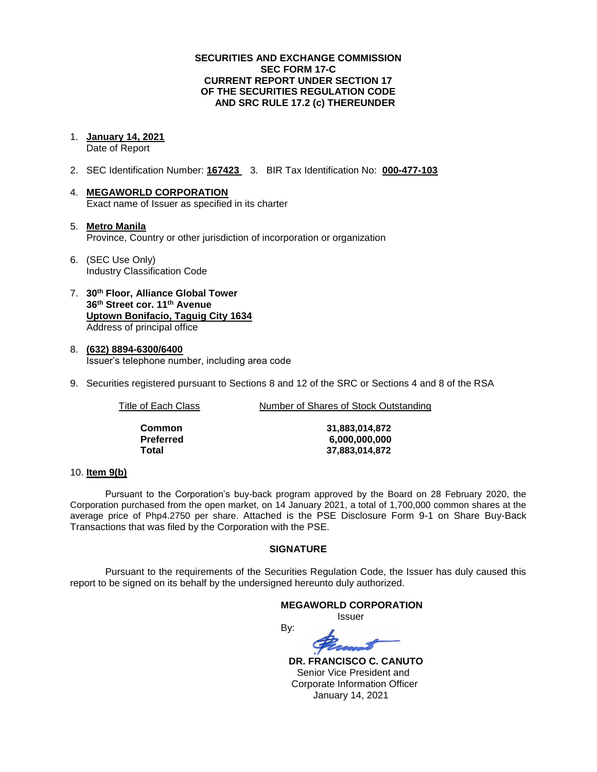**SECURITIES AND EXCHANGE COMMISSION**
**SEC FORM 17-C**
**CURRENT REPORT UNDER SECTION 17**
**OF THE SECURITIES REGULATION CODE**
**AND SRC RULE 17.2 (c) THEREUNDER**

1. **January 14, 2021**
   Date of Report

2. SEC Identification Number: **167423** 3. BIR Tax Identification No: **000-477-103**

4. **MEGAWORLD CORPORATION**
   Exact name of Issuer as specified in its charter

5. **Metro Manila**
   Province, Country or other jurisdiction of incorporation or organization

6. (SEC Use Only)
   Industry Classification Code

7. **30th Floor, Alliance Global Tower**
   **36th Street cor. 11th Avenue**
   **Uptown Bonifacio, Taguig City 1634**
   Address of principal office

8. **(632) 8894-6300/6400**
   Issuer's telephone number, including area code

9. Securities registered pursuant to Sections 8 and 12 of the SRC or Sections 4 and 8 of the RSA

| Title of Each Class | Number of Shares of Stock Outstanding |
|---|---|
| **Common** | **31,883,014,872** |
| **Preferred** | **6,000,000,000** |
| **Total** | **37,883,014,872** |

10. **Item 9(b)**

Pursuant to the Corporation's buy-back program approved by the Board on 28 February 2020, the Corporation purchased from the open market, on 14 January 2021, a total of 1,700,000 common shares at the average price of Php4.2750 per share. Attached is the PSE Disclosure Form 9-1 on Share Buy-Back Transactions that was filed by the Corporation with the PSE.

**SIGNATURE**

Pursuant to the requirements of the Securities Regulation Code, the Issuer has duly caused this report to be signed on its behalf by the undersigned hereunto duly authorized.

**MEGAWORLD CORPORATION**
Issuer

By:

**DR. FRANCISCO C. CANUTO**
Senior Vice President and
Corporate Information Officer
January 14, 2021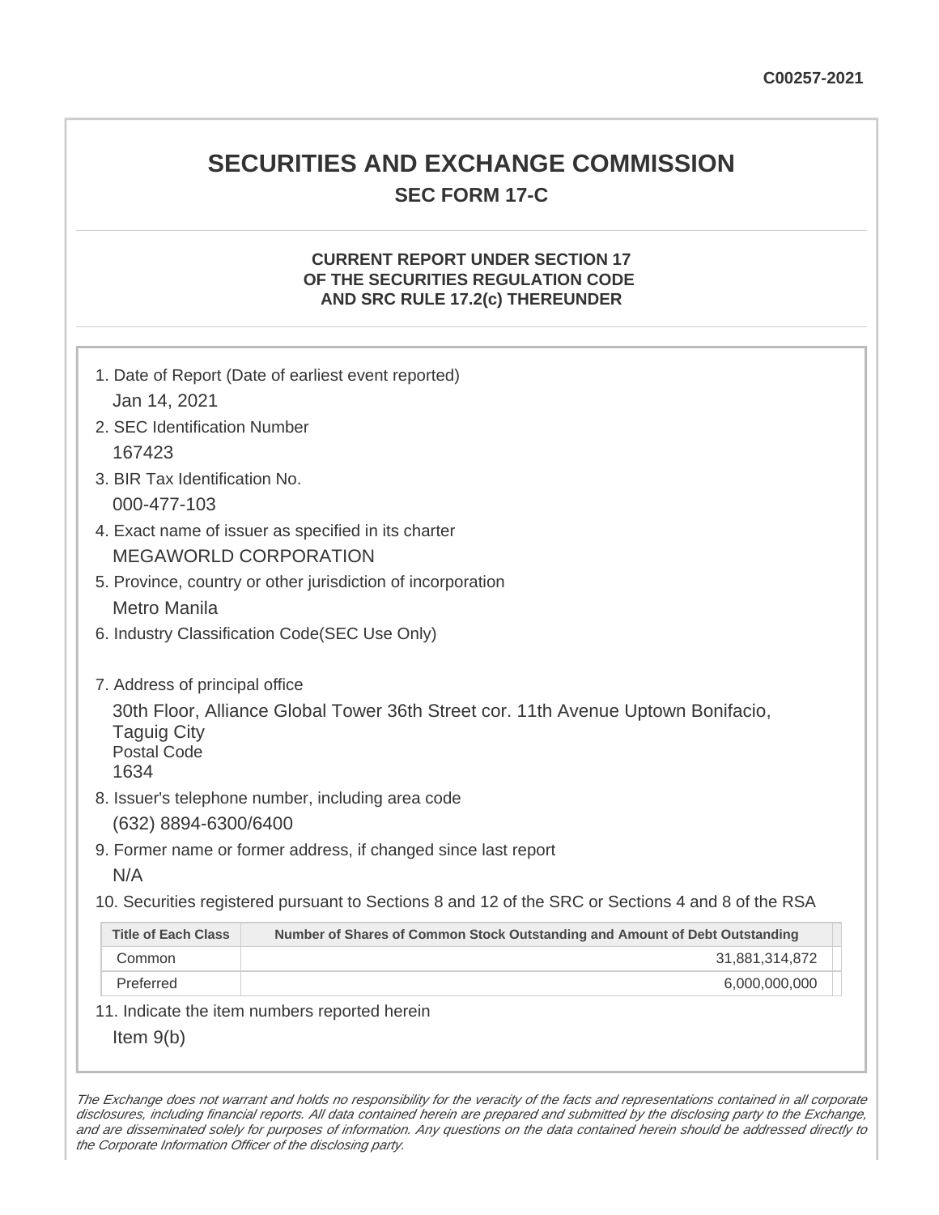C00257-2021

# SECURITIES AND EXCHANGE COMMISSION

## SEC FORM 17-C

### CURRENT REPORT UNDER SECTION 17 OF THE SECURITIES REGULATION CODE AND SRC RULE 17.2(c) THEREUNDER

1. Date of Report (Date of earliest event reported)
   Jan 14, 2021
2. SEC Identification Number
   167423
3. BIR Tax Identification No.
   000-477-103
4. Exact name of issuer as specified in its charter
   MEGAWORLD CORPORATION
5. Province, country or other jurisdiction of incorporation
   Metro Manila
6. Industry Classification Code(SEC Use Only)

7. Address of principal office
   30th Floor, Alliance Global Tower 36th Street cor. 11th Avenue Uptown Bonifacio, Taguig City
   Postal Code
   1634
8. Issuer's telephone number, including area code
   (632) 8894-6300/6400
9. Former name or former address, if changed since last report
   N/A
10. Securities registered pursuant to Sections 8 and 12 of the SRC or Sections 4 and 8 of the RSA

| Title of Each Class | Number of Shares of Common Stock Outstanding and Amount of Debt Outstanding |
|---|---|
| Common | 31,881,314,872 |
| Preferred | 6,000,000,000 |

11. Indicate the item numbers reported herein
    Item 9(b)

*The Exchange does not warrant and holds no responsibility for the veracity of the facts and representations contained in all corporate disclosures, including financial reports. All data contained herein are prepared and submitted by the disclosing party to the Exchange, and are disseminated solely for purposes of information. Any questions on the data contained herein should be addressed directly to the Corporate Information Officer of the disclosing party.*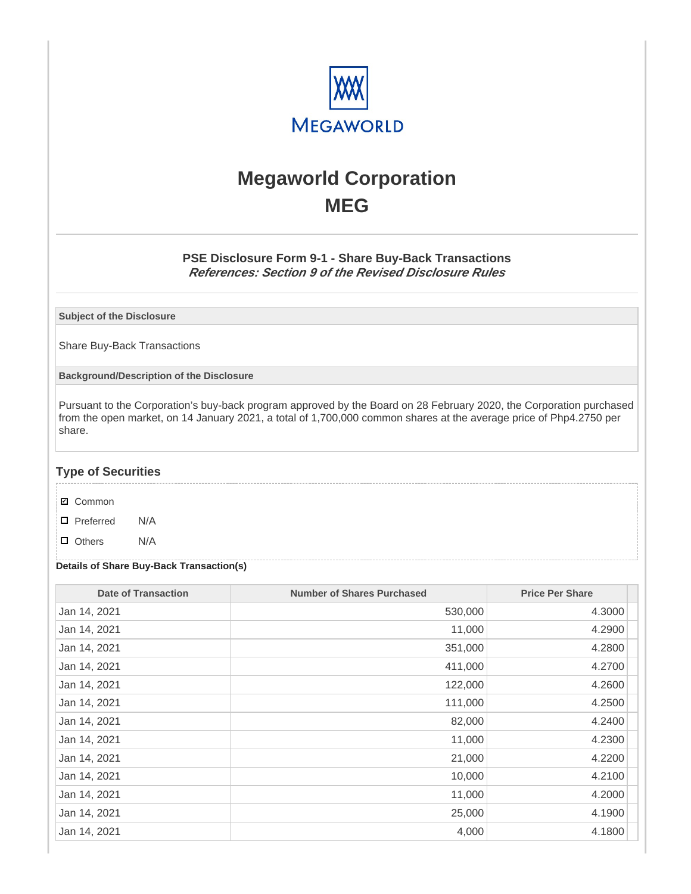# Megaworld Corporation
# MEG

### PSE Disclosure Form 9-1 - Share Buy-Back Transactions
***References: Section 9 of the Revised Disclosure Rules***

**Subject of the Disclosure**

Share Buy-Back Transactions

**Background/Description of the Disclosure**

Pursuant to the Corporation's buy-back program approved by the Board on 28 February 2020, the Corporation purchased from the open market, on 14 January 2021, a total of 1,700,000 common shares at the average price of Php4.2750 per share.

## Type of Securities

- ☑ Common
- ☐ Preferred N/A
- ☐ Others N/A

**Details of Share Buy-Back Transaction(s)**

| Date of Transaction | Number of Shares Purchased | Price Per Share |
|---|---|---|
| Jan 14, 2021 | 530,000 | 4.3000 |
| Jan 14, 2021 | 11,000 | 4.2900 |
| Jan 14, 2021 | 351,000 | 4.2800 |
| Jan 14, 2021 | 411,000 | 4.2700 |
| Jan 14, 2021 | 122,000 | 4.2600 |
| Jan 14, 2021 | 111,000 | 4.2500 |
| Jan 14, 2021 | 82,000 | 4.2400 |
| Jan 14, 2021 | 11,000 | 4.2300 |
| Jan 14, 2021 | 21,000 | 4.2200 |
| Jan 14, 2021 | 10,000 | 4.2100 |
| Jan 14, 2021 | 11,000 | 4.2000 |
| Jan 14, 2021 | 25,000 | 4.1900 |
| Jan 14, 2021 | 4,000 | 4.1800 |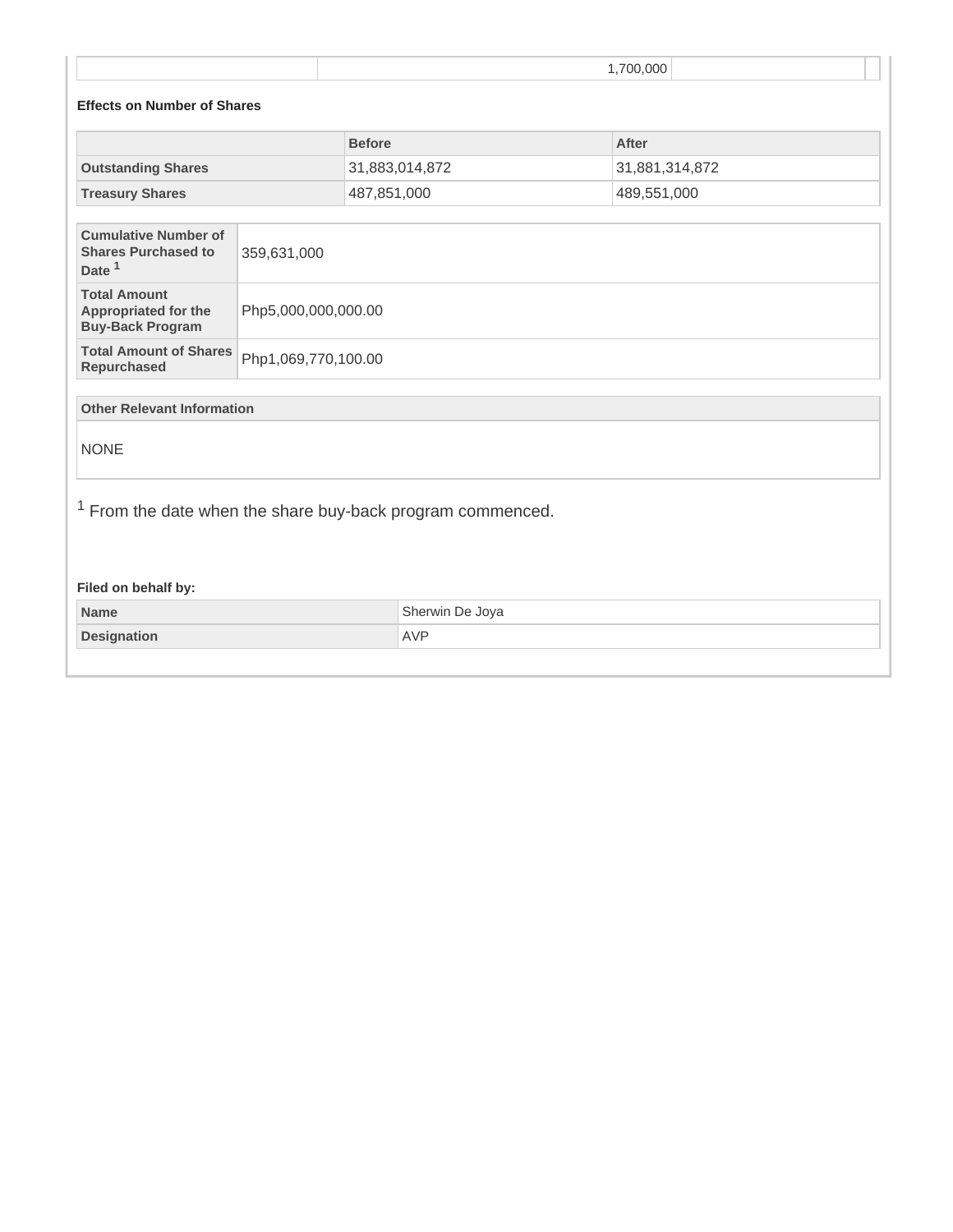| | | | |
|---|---|---|---|
| | 1,700,000 | | |

**Effects on Number of Shares**

| | Before | After |
|---|---|---|
| **Outstanding Shares** | 31,883,014,872 | 31,881,314,872 |
| **Treasury Shares** | 487,851,000 | 489,551,000 |

| | |
|---|---|
| **Cumulative Number of Shares Purchased to Date** [1] | 359,631,000 |
| **Total Amount Appropriated for the Buy-Back Program** | Php5,000,000,000.00 |
| **Total Amount of Shares Repurchased** | Php1,069,770,100.00 |

| Other Relevant Information |
|---|
| NONE |

[1] From the date when the share buy-back program commenced.

**Filed on behalf by:**

| | |
|---|---|
| **Name** | Sherwin De Joya |
| **Designation** | AVP |